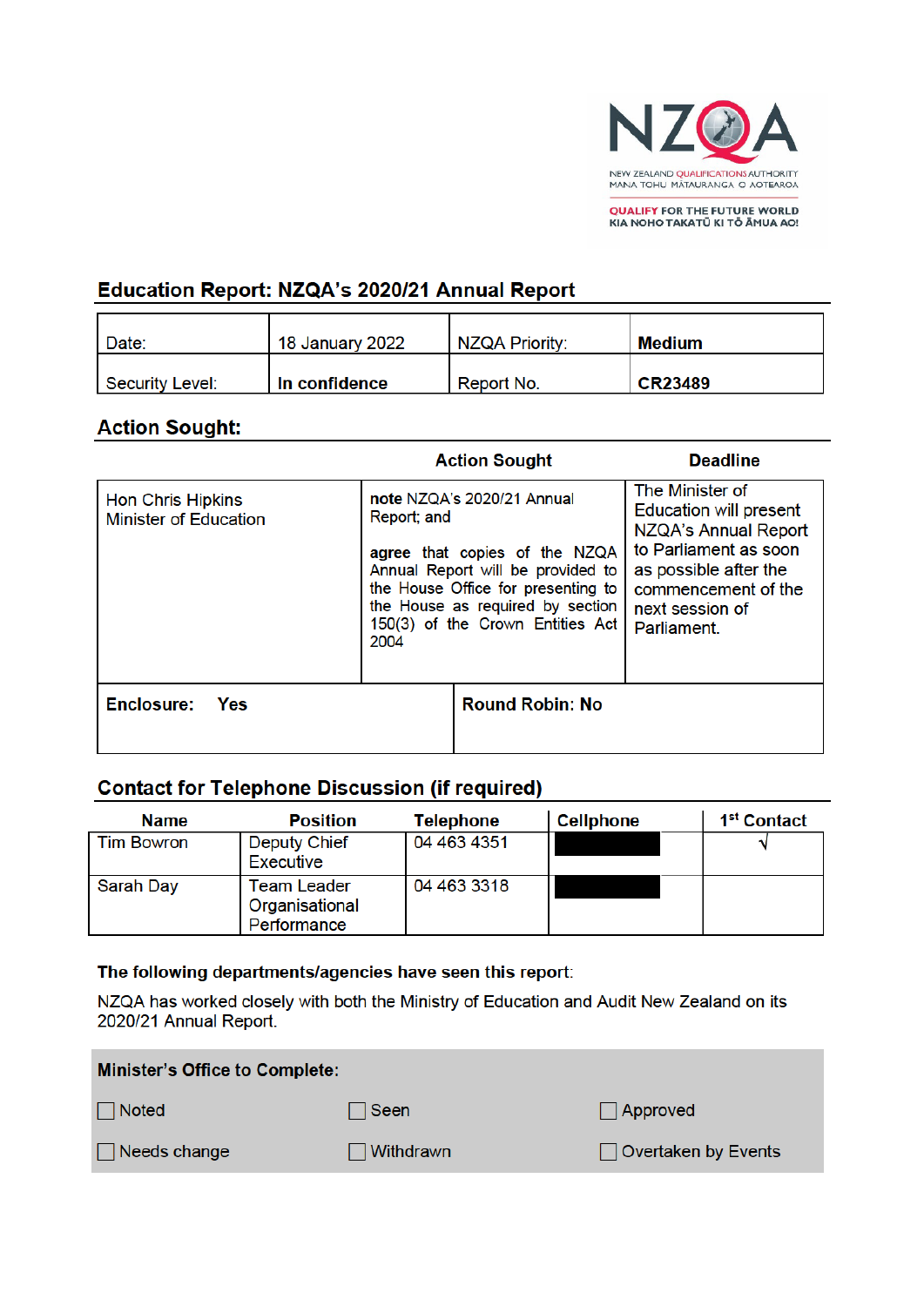NZQA

NEW ZEALAND QUALIFICATIONS AUTHORITY
MANA TOHU MĀTAURANGA O AOTEAROA

QUALIFY FOR THE FUTURE WORLD
KIA NOHO TAKATŪ KI TŌ ĀMUA AO!

## Education Report: NZQA's 2020/21 Annual Report

| Date: | 18 January 2022 | NZQA Priority: | **Medium** |
|---|---|---|---|
| Security Level: | **In confidence** | Report No. | **CR23489** |

## Action Sought:

| | Action Sought | Deadline |
|---|---|---|
| Hon Chris Hipkins<br>Minister of Education | **note** NZQA's 2020/21 Annual Report; and<br><br>**agree** that copies of the NZQA Annual Report will be provided to the House Office for presenting to the House as required by section 150(3) of the Crown Entities Act 2004 | The Minister of Education will present NZQA's Annual Report to Parliament as soon as possible after the commencement of the next session of Parliament. |
| **Enclosure: Yes** | **Round Robin: No** | |

## Contact for Telephone Discussion (if required)

| Name | Position | Telephone | Cellphone | 1st Contact |
|---|---|---|---|---|
| Tim Bowron | Deputy Chief Executive | 04 463 4351 | [redacted] | √ |
| Sarah Day | Team Leader Organisational Performance | 04 463 3318 | [redacted] | |

**The following departments/agencies have seen this report**:

NZQA has worked closely with both the Ministry of Education and Audit New Zealand on its 2020/21 Annual Report.

**Minister's Office to Complete:**

- ☐ Noted
- ☐ Seen
- ☐ Approved
- ☐ Needs change
- ☐ Withdrawn
- ☐ Overtaken by Events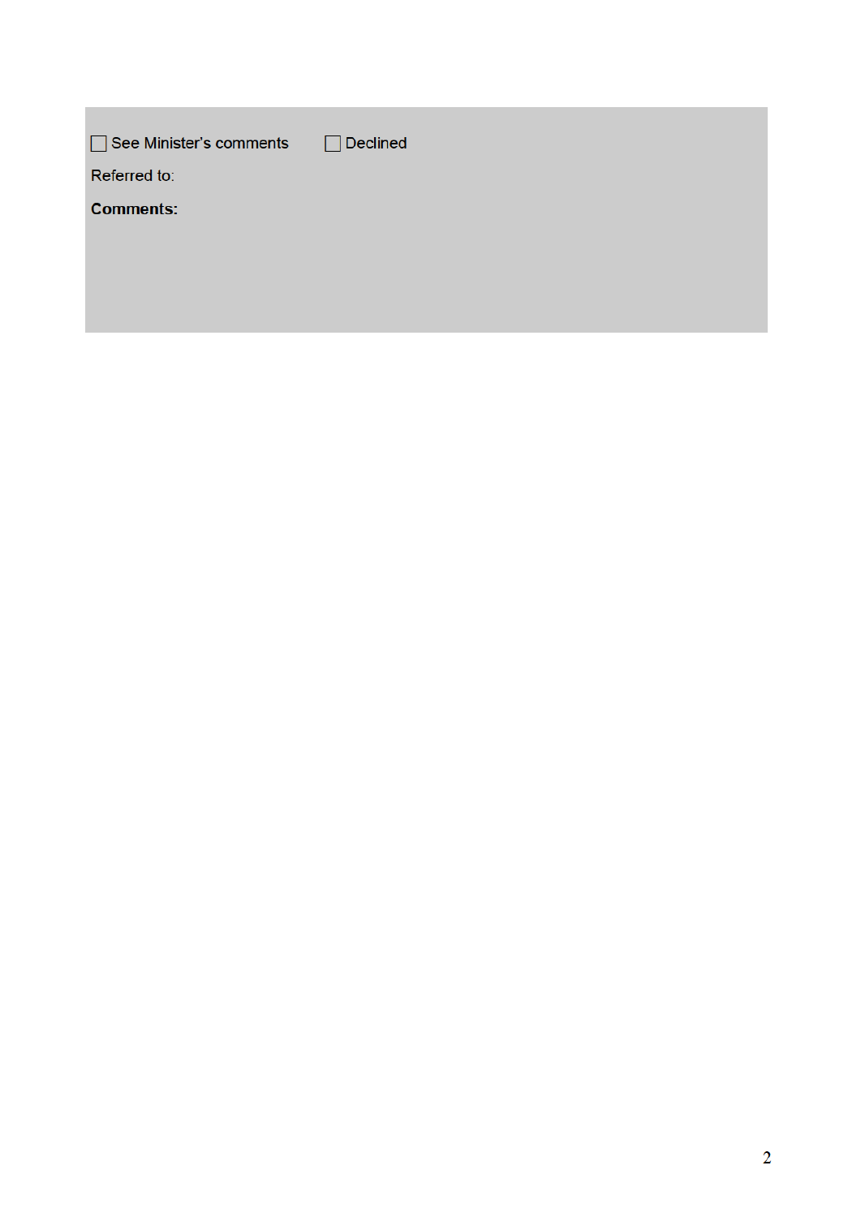☐ See Minister's comments ☐ Declined

Referred to:

**Comments:**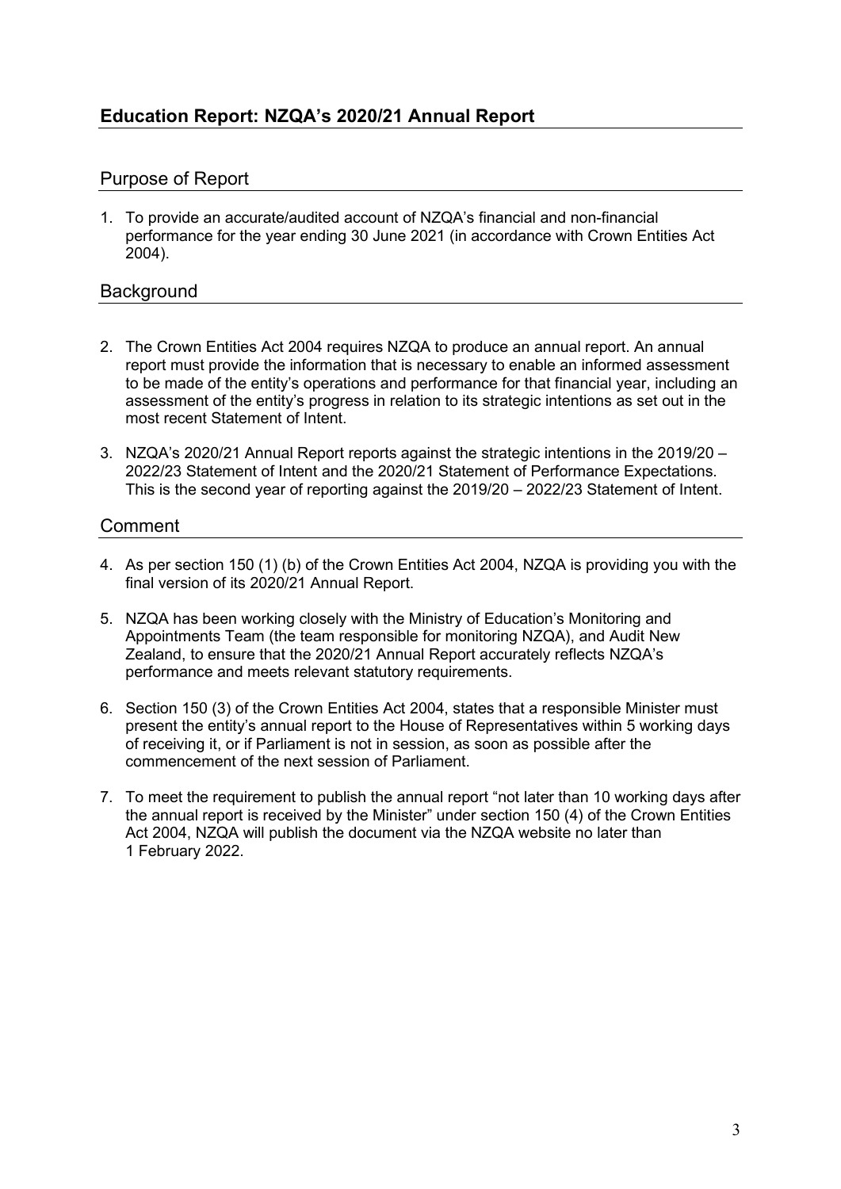## Education Report: NZQA's 2020/21 Annual Report

### Purpose of Report

1. To provide an accurate/audited account of NZQA's financial and non-financial performance for the year ending 30 June 2021 (in accordance with Crown Entities Act 2004).

### Background

2. The Crown Entities Act 2004 requires NZQA to produce an annual report. An annual report must provide the information that is necessary to enable an informed assessment to be made of the entity's operations and performance for that financial year, including an assessment of the entity's progress in relation to its strategic intentions as set out in the most recent Statement of Intent.

3. NZQA's 2020/21 Annual Report reports against the strategic intentions in the 2019/20 – 2022/23 Statement of Intent and the 2020/21 Statement of Performance Expectations. This is the second year of reporting against the 2019/20 – 2022/23 Statement of Intent.

### Comment

4. As per section 150 (1) (b) of the Crown Entities Act 2004, NZQA is providing you with the final version of its 2020/21 Annual Report.

5. NZQA has been working closely with the Ministry of Education's Monitoring and Appointments Team (the team responsible for monitoring NZQA), and Audit New Zealand, to ensure that the 2020/21 Annual Report accurately reflects NZQA's performance and meets relevant statutory requirements.

6. Section 150 (3) of the Crown Entities Act 2004, states that a responsible Minister must present the entity's annual report to the House of Representatives within 5 working days of receiving it, or if Parliament is not in session, as soon as possible after the commencement of the next session of Parliament.

7. To meet the requirement to publish the annual report "not later than 10 working days after the annual report is received by the Minister" under section 150 (4) of the Crown Entities Act 2004, NZQA will publish the document via the NZQA website no later than 1 February 2022.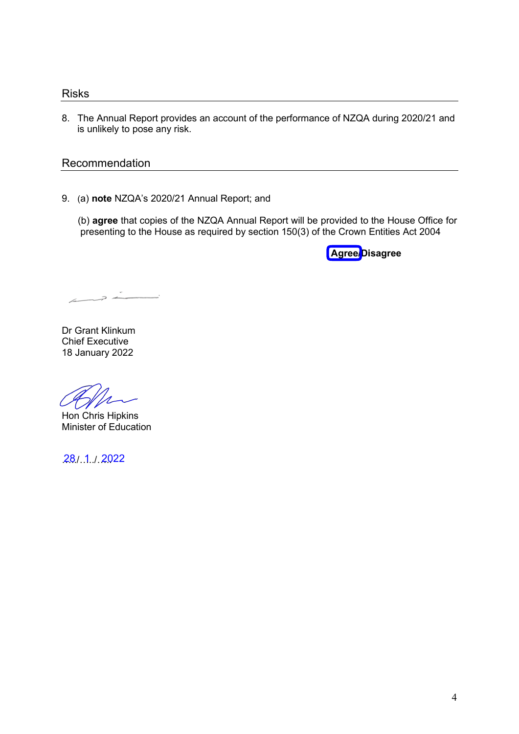## Risks

8. The Annual Report provides an account of the performance of NZQA during 2020/21 and is unlikely to pose any risk.

## Recommendation

9. (a) **note** NZQA's 2020/21 Annual Report; and

   (b) **agree** that copies of the NZQA Annual Report will be provided to the House Office for presenting to the House as required by section 150(3) of the Crown Entities Act 2004

**Agree**/**Disagree**

Dr Grant Klinkum
Chief Executive
18 January 2022

Hon Chris Hipkins
Minister of Education

28/1/2022